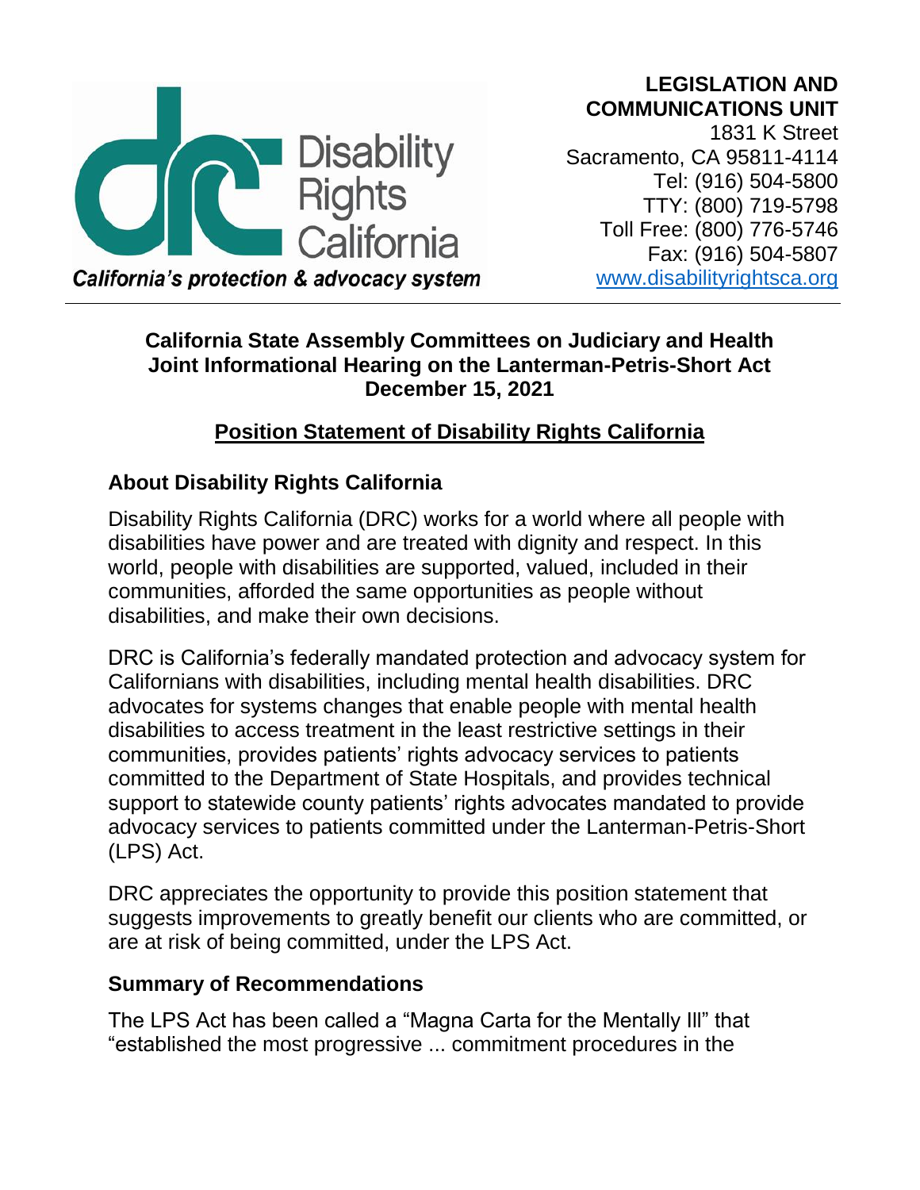Disability Rights California

*California's protection & advocacy system*

**LEGISLATION AND COMMUNICATIONS UNIT**
1831 K Street
Sacramento, CA 95811-4114
Tel: (916) 504-5800
TTY: (800) 719-5798
Toll Free: (800) 776-5746
Fax: (916) 504-5807
www.disabilityrightsca.org

**California State Assembly Committees on Judiciary and Health Joint Informational Hearing on the Lanterman-Petris-Short Act December 15, 2021**

## Position Statement of Disability Rights California

### About Disability Rights California

Disability Rights California (DRC) works for a world where all people with disabilities have power and are treated with dignity and respect. In this world, people with disabilities are supported, valued, included in their communities, afforded the same opportunities as people without disabilities, and make their own decisions.

DRC is California's federally mandated protection and advocacy system for Californians with disabilities, including mental health disabilities. DRC advocates for systems changes that enable people with mental health disabilities to access treatment in the least restrictive settings in their communities, provides patients' rights advocacy services to patients committed to the Department of State Hospitals, and provides technical support to statewide county patients' rights advocates mandated to provide advocacy services to patients committed under the Lanterman-Petris-Short (LPS) Act.

DRC appreciates the opportunity to provide this position statement that suggests improvements to greatly benefit our clients who are committed, or are at risk of being committed, under the LPS Act.

### Summary of Recommendations

The LPS Act has been called a "Magna Carta for the Mentally Ill" that "established the most progressive ... commitment procedures in the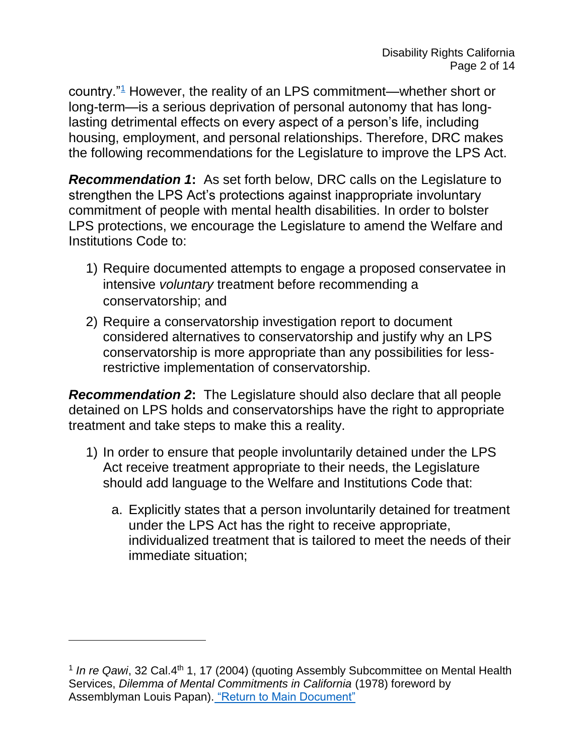country."[1] However, the reality of an LPS commitment—whether short or long-term—is a serious deprivation of personal autonomy that has long-lasting detrimental effects on every aspect of a person's life, including housing, employment, and personal relationships. Therefore, DRC makes the following recommendations for the Legislature to improve the LPS Act.

***Recommendation 1*:** As set forth below, DRC calls on the Legislature to strengthen the LPS Act's protections against inappropriate involuntary commitment of people with mental health disabilities. In order to bolster LPS protections, we encourage the Legislature to amend the Welfare and Institutions Code to:

1) Require documented attempts to engage a proposed conservatee in intensive *voluntary* treatment before recommending a conservatorship; and
2) Require a conservatorship investigation report to document considered alternatives to conservatorship and justify why an LPS conservatorship is more appropriate than any possibilities for less-restrictive implementation of conservatorship.

***Recommendation 2*:** The Legislature should also declare that all people detained on LPS holds and conservatorships have the right to appropriate treatment and take steps to make this a reality.

1) In order to ensure that people involuntarily detained under the LPS Act receive treatment appropriate to their needs, the Legislature should add language to the Welfare and Institutions Code that:

   a. Explicitly states that a person involuntarily detained for treatment under the LPS Act has the right to receive appropriate, individualized treatment that is tailored to meet the needs of their immediate situation;

---

[1] *In re Qawi*, 32 Cal.4th 1, 17 (2004) (quoting Assembly Subcommittee on Mental Health Services, *Dilemma of Mental Commitments in California* (1978) foreword by Assemblyman Louis Papan). "Return to Main Document"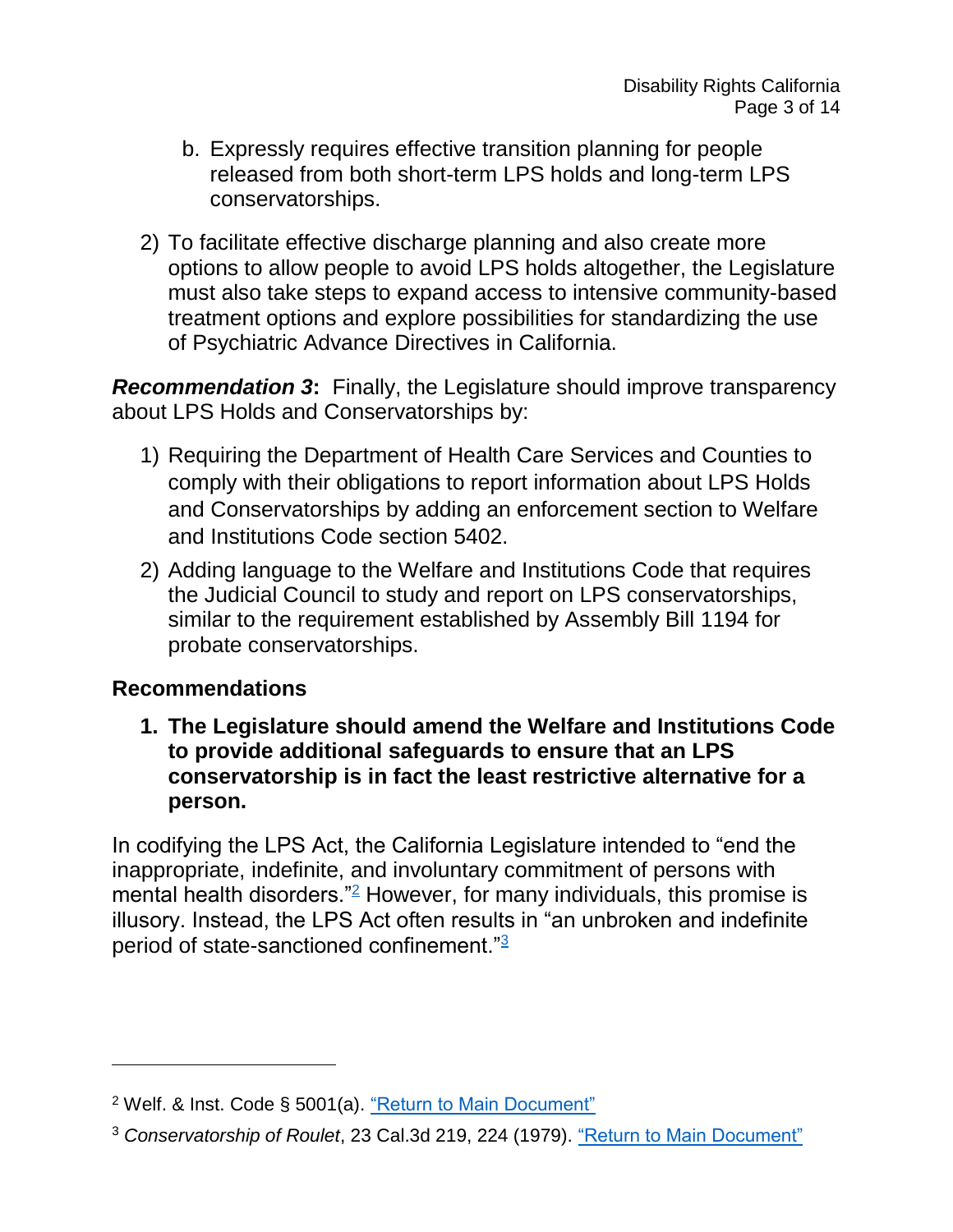b. Expressly requires effective transition planning for people released from both short-term LPS holds and long-term LPS conservatorships.

2) To facilitate effective discharge planning and also create more options to allow people to avoid LPS holds altogether, the Legislature must also take steps to expand access to intensive community-based treatment options and explore possibilities for standardizing the use of Psychiatric Advance Directives in California.

***Recommendation 3*:** Finally, the Legislature should improve transparency about LPS Holds and Conservatorships by:

1) Requiring the Department of Health Care Services and Counties to comply with their obligations to report information about LPS Holds and Conservatorships by adding an enforcement section to Welfare and Institutions Code section 5402.
2) Adding language to the Welfare and Institutions Code that requires the Judicial Council to study and report on LPS conservatorships, similar to the requirement established by Assembly Bill 1194 for probate conservatorships.

## Recommendations

**1. The Legislature should amend the Welfare and Institutions Code to provide additional safeguards to ensure that an LPS conservatorship is in fact the least restrictive alternative for a person.**

In codifying the LPS Act, the California Legislature intended to "end the inappropriate, indefinite, and involuntary commitment of persons with mental health disorders."[2] However, for many individuals, this promise is illusory. Instead, the LPS Act often results in "an unbroken and indefinite period of state-sanctioned confinement."[3]

---

[2] Welf. & Inst. Code § 5001(a). "Return to Main Document"

[3] *Conservatorship of Roulet*, 23 Cal.3d 219, 224 (1979). "Return to Main Document"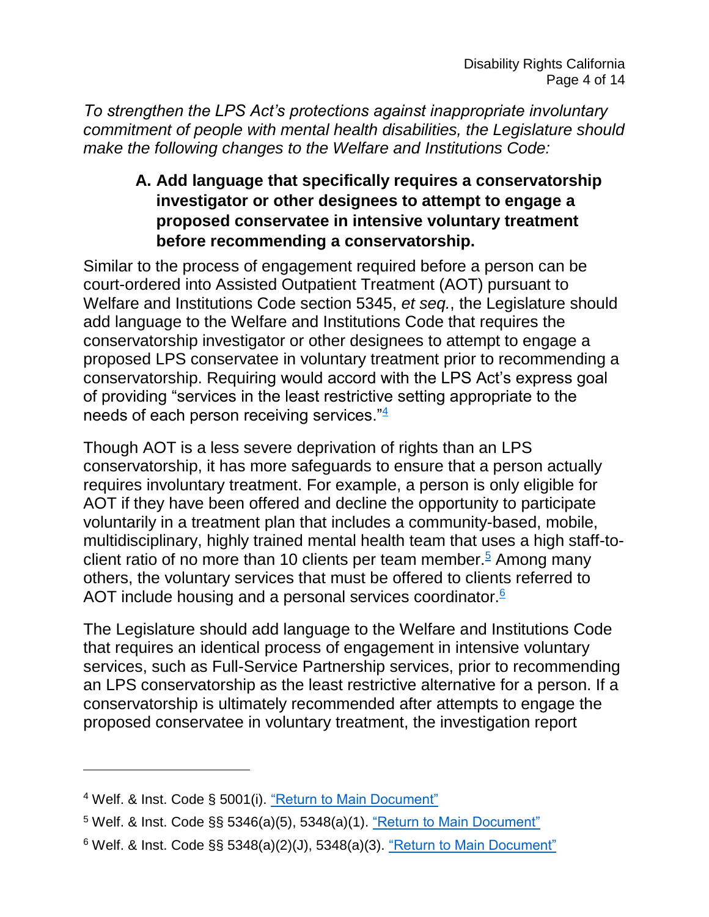*To strengthen the LPS Act's protections against inappropriate involuntary commitment of people with mental health disabilities, the Legislature should make the following changes to the Welfare and Institutions Code:*

### A. Add language that specifically requires a conservatorship investigator or other designees to attempt to engage a proposed conservatee in intensive voluntary treatment before recommending a conservatorship.

Similar to the process of engagement required before a person can be court-ordered into Assisted Outpatient Treatment (AOT) pursuant to Welfare and Institutions Code section 5345, *et seq.*, the Legislature should add language to the Welfare and Institutions Code that requires the conservatorship investigator or other designees to attempt to engage a proposed LPS conservatee in voluntary treatment prior to recommending a conservatorship. Requiring would accord with the LPS Act's express goal of providing "services in the least restrictive setting appropriate to the needs of each person receiving services."[4]

Though AOT is a less severe deprivation of rights than an LPS conservatorship, it has more safeguards to ensure that a person actually requires involuntary treatment. For example, a person is only eligible for AOT if they have been offered and decline the opportunity to participate voluntarily in a treatment plan that includes a community-based, mobile, multidisciplinary, highly trained mental health team that uses a high staff-to-client ratio of no more than 10 clients per team member.[5] Among many others, the voluntary services that must be offered to clients referred to AOT include housing and a personal services coordinator.[6]

The Legislature should add language to the Welfare and Institutions Code that requires an identical process of engagement in intensive voluntary services, such as Full-Service Partnership services, prior to recommending an LPS conservatorship as the least restrictive alternative for a person. If a conservatorship is ultimately recommended after attempts to engage the proposed conservatee in voluntary treatment, the investigation report

---

[4] Welf. & Inst. Code § 5001(i). "Return to Main Document"

[5] Welf. & Inst. Code §§ 5346(a)(5), 5348(a)(1). "Return to Main Document"

[6] Welf. & Inst. Code §§ 5348(a)(2)(J), 5348(a)(3). "Return to Main Document"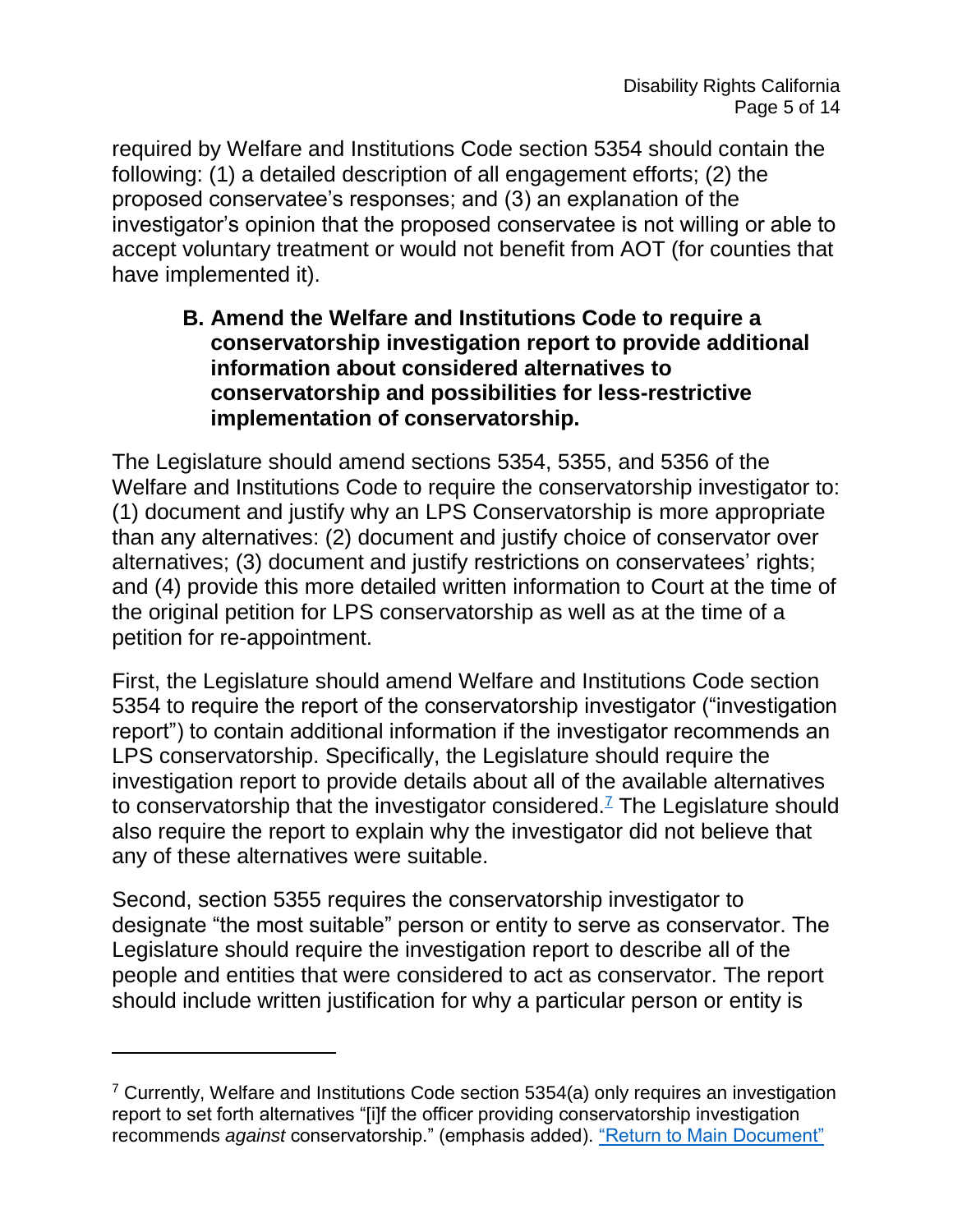required by Welfare and Institutions Code section 5354 should contain the following: (1) a detailed description of all engagement efforts; (2) the proposed conservatee's responses; and (3) an explanation of the investigator's opinion that the proposed conservatee is not willing or able to accept voluntary treatment or would not benefit from AOT (for counties that have implemented it).

### B. Amend the Welfare and Institutions Code to require a conservatorship investigation report to provide additional information about considered alternatives to conservatorship and possibilities for less-restrictive implementation of conservatorship.

The Legislature should amend sections 5354, 5355, and 5356 of the Welfare and Institutions Code to require the conservatorship investigator to: (1) document and justify why an LPS Conservatorship is more appropriate than any alternatives: (2) document and justify choice of conservator over alternatives; (3) document and justify restrictions on conservatees' rights; and (4) provide this more detailed written information to Court at the time of the original petition for LPS conservatorship as well as at the time of a petition for re-appointment.

First, the Legislature should amend Welfare and Institutions Code section 5354 to require the report of the conservatorship investigator ("investigation report") to contain additional information if the investigator recommends an LPS conservatorship. Specifically, the Legislature should require the investigation report to provide details about all of the available alternatives to conservatorship that the investigator considered.[7] The Legislature should also require the report to explain why the investigator did not believe that any of these alternatives were suitable.

Second, section 5355 requires the conservatorship investigator to designate "the most suitable" person or entity to serve as conservator. The Legislature should require the investigation report to describe all of the people and entities that were considered to act as conservator. The report should include written justification for why a particular person or entity is

---

[7] Currently, Welfare and Institutions Code section 5354(a) only requires an investigation report to set forth alternatives "[i]f the officer providing conservatorship investigation recommends *against* conservatorship." (emphasis added). "Return to Main Document"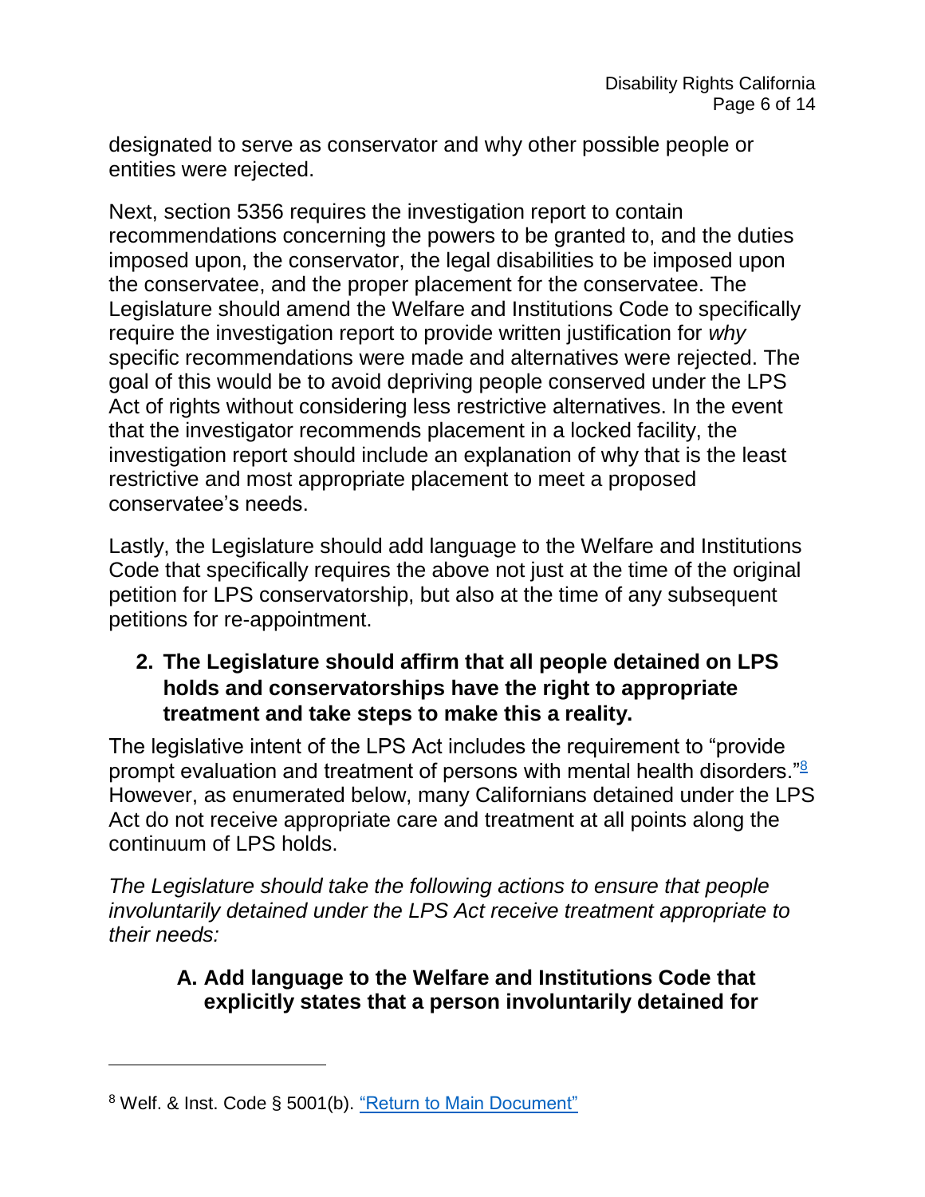designated to serve as conservator and why other possible people or entities were rejected.

Next, section 5356 requires the investigation report to contain recommendations concerning the powers to be granted to, and the duties imposed upon, the conservator, the legal disabilities to be imposed upon the conservatee, and the proper placement for the conservatee. The Legislature should amend the Welfare and Institutions Code to specifically require the investigation report to provide written justification for *why* specific recommendations were made and alternatives were rejected. The goal of this would be to avoid depriving people conserved under the LPS Act of rights without considering less restrictive alternatives. In the event that the investigator recommends placement in a locked facility, the investigation report should include an explanation of why that is the least restrictive and most appropriate placement to meet a proposed conservatee's needs.

Lastly, the Legislature should add language to the Welfare and Institutions Code that specifically requires the above not just at the time of the original petition for LPS conservatorship, but also at the time of any subsequent petitions for re-appointment.

**2. The Legislature should affirm that all people detained on LPS holds and conservatorships have the right to appropriate treatment and take steps to make this a reality.**

The legislative intent of the LPS Act includes the requirement to "provide prompt evaluation and treatment of persons with mental health disorders."[8] However, as enumerated below, many Californians detained under the LPS Act do not receive appropriate care and treatment at all points along the continuum of LPS holds.

*The Legislature should take the following actions to ensure that people involuntarily detained under the LPS Act receive treatment appropriate to their needs:*

**A. Add language to the Welfare and Institutions Code that explicitly states that a person involuntarily detained for**

---

[8] Welf. & Inst. Code § 5001(b). "Return to Main Document"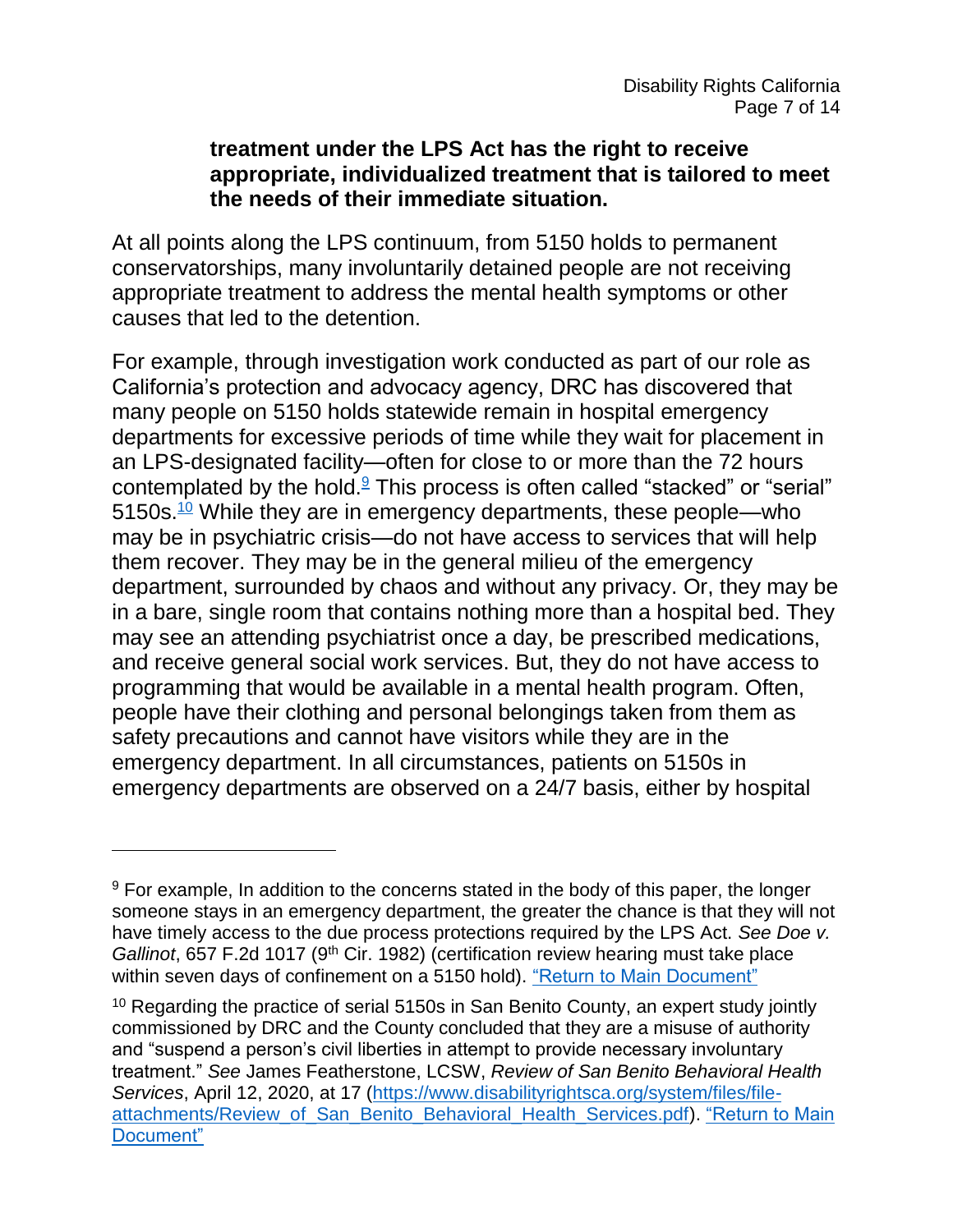**treatment under the LPS Act has the right to receive appropriate, individualized treatment that is tailored to meet the needs of their immediate situation.**

At all points along the LPS continuum, from 5150 holds to permanent conservatorships, many involuntarily detained people are not receiving appropriate treatment to address the mental health symptoms or other causes that led to the detention.

For example, through investigation work conducted as part of our role as California's protection and advocacy agency, DRC has discovered that many people on 5150 holds statewide remain in hospital emergency departments for excessive periods of time while they wait for placement in an LPS-designated facility—often for close to or more than the 72 hours contemplated by the hold.[9] This process is often called "stacked" or "serial" 5150s.[10] While they are in emergency departments, these people—who may be in psychiatric crisis—do not have access to services that will help them recover. They may be in the general milieu of the emergency department, surrounded by chaos and without any privacy. Or, they may be in a bare, single room that contains nothing more than a hospital bed. They may see an attending psychiatrist once a day, be prescribed medications, and receive general social work services. But, they do not have access to programming that would be available in a mental health program. Often, people have their clothing and personal belongings taken from them as safety precautions and cannot have visitors while they are in the emergency department. In all circumstances, patients on 5150s in emergency departments are observed on a 24/7 basis, either by hospital

---

[9] For example, In addition to the concerns stated in the body of this paper, the longer someone stays in an emergency department, the greater the chance is that they will not have timely access to the due process protections required by the LPS Act. *See Doe v. Gallinot*, 657 F.2d 1017 (9th Cir. 1982) (certification review hearing must take place within seven days of confinement on a 5150 hold). "Return to Main Document"

[10] Regarding the practice of serial 5150s in San Benito County, an expert study jointly commissioned by DRC and the County concluded that they are a misuse of authority and "suspend a person's civil liberties in attempt to provide necessary involuntary treatment." *See* James Featherstone, LCSW, *Review of San Benito Behavioral Health Services*, April 12, 2020, at 17 (https://www.disabilityrightsca.org/system/files/file-attachments/Review_of_San_Benito_Behavioral_Health_Services.pdf). "Return to Main Document"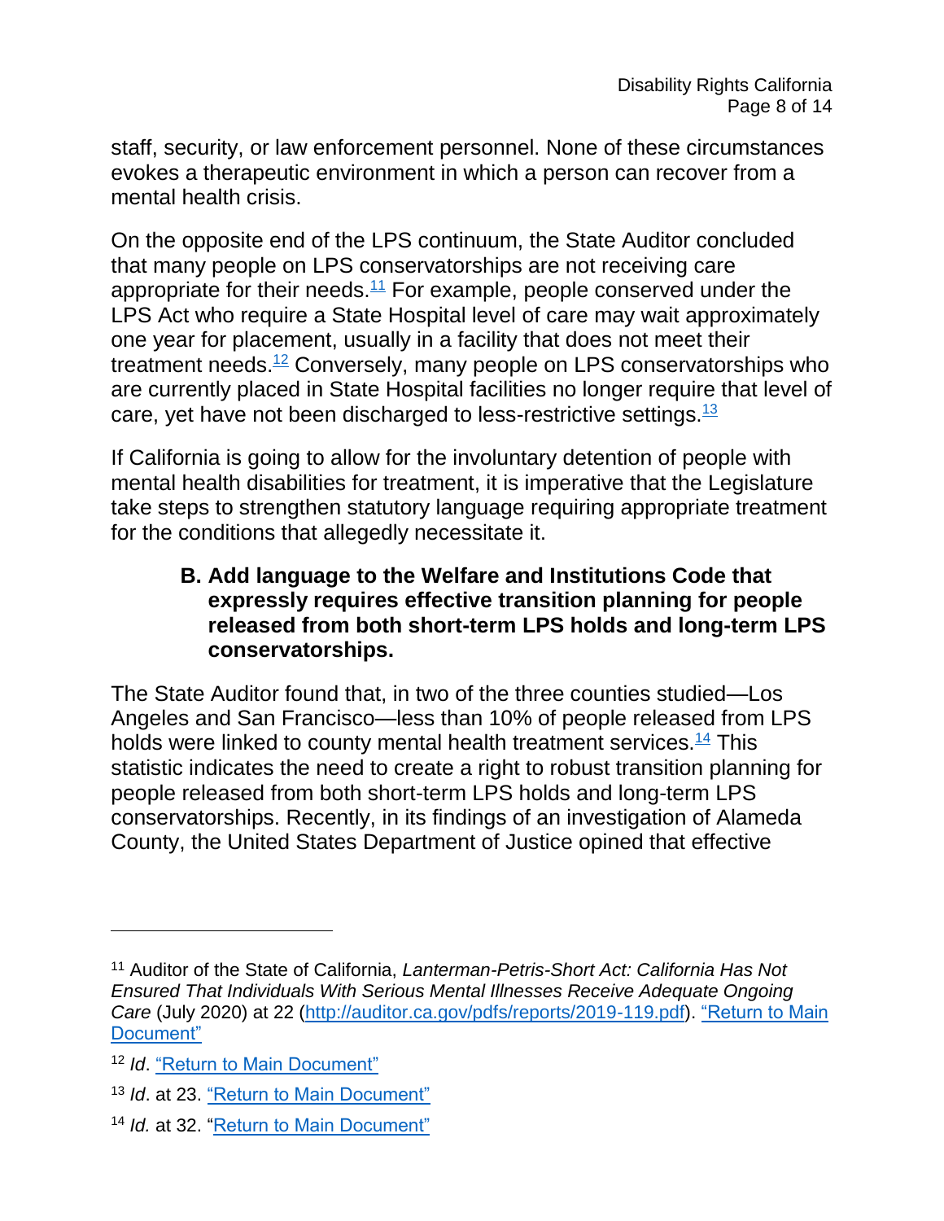staff, security, or law enforcement personnel. None of these circumstances evokes a therapeutic environment in which a person can recover from a mental health crisis.

On the opposite end of the LPS continuum, the State Auditor concluded that many people on LPS conservatorships are not receiving care appropriate for their needs.[11] For example, people conserved under the LPS Act who require a State Hospital level of care may wait approximately one year for placement, usually in a facility that does not meet their treatment needs.[12] Conversely, many people on LPS conservatorships who are currently placed in State Hospital facilities no longer require that level of care, yet have not been discharged to less-restrictive settings.[13]

If California is going to allow for the involuntary detention of people with mental health disabilities for treatment, it is imperative that the Legislature take steps to strengthen statutory language requiring appropriate treatment for the conditions that allegedly necessitate it.

### B. Add language to the Welfare and Institutions Code that expressly requires effective transition planning for people released from both short-term LPS holds and long-term LPS conservatorships.

The State Auditor found that, in two of the three counties studied—Los Angeles and San Francisco—less than 10% of people released from LPS holds were linked to county mental health treatment services.[14] This statistic indicates the need to create a right to robust transition planning for people released from both short-term LPS holds and long-term LPS conservatorships. Recently, in its findings of an investigation of Alameda County, the United States Department of Justice opined that effective

---

[11] Auditor of the State of California, *Lanterman-Petris-Short Act: California Has Not Ensured That Individuals With Serious Mental Illnesses Receive Adequate Ongoing Care* (July 2020) at 22 (http://auditor.ca.gov/pdfs/reports/2019-119.pdf). "Return to Main Document"

[12] *Id*. "Return to Main Document"

[13] *Id*. at 23. "Return to Main Document"

[14] *Id.* at 32. "Return to Main Document"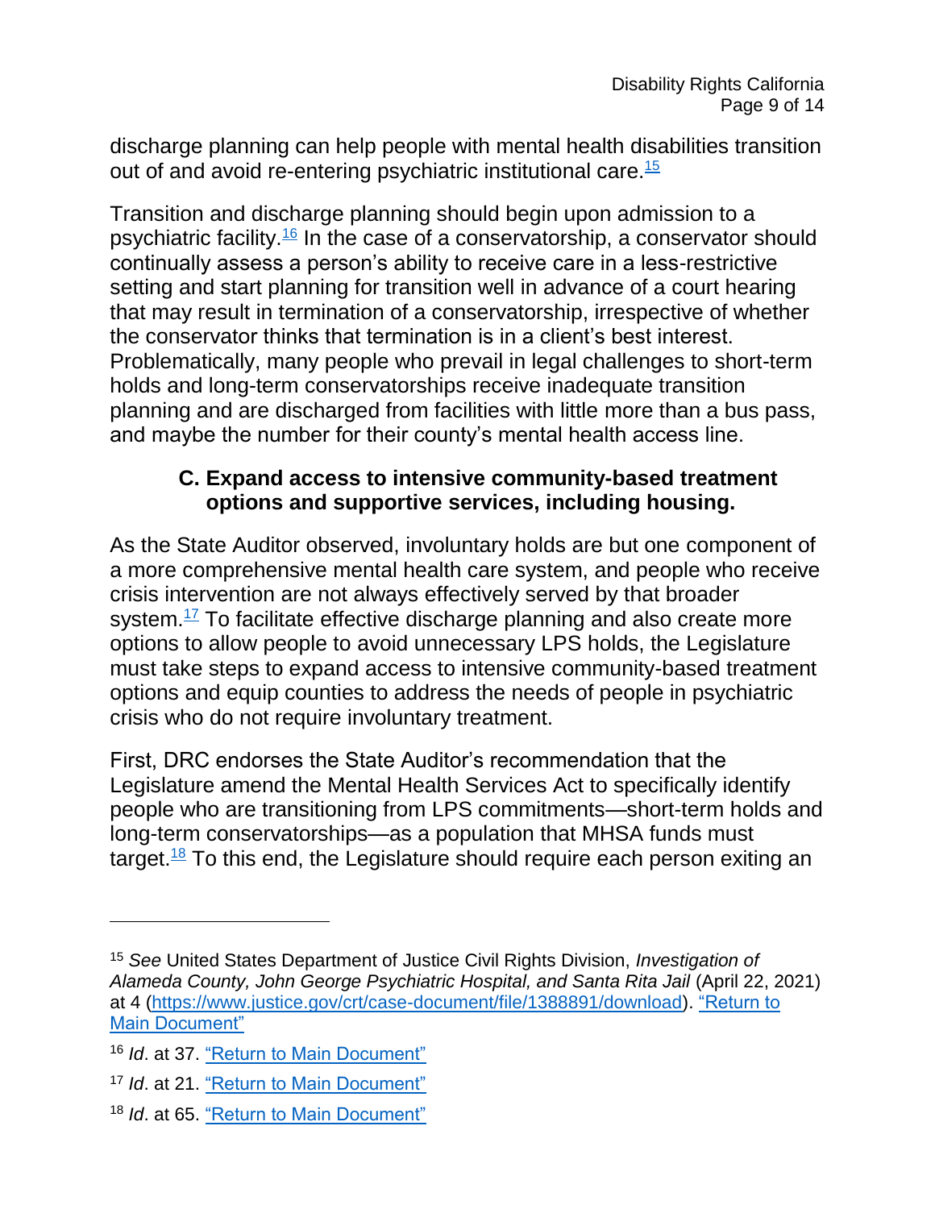discharge planning can help people with mental health disabilities transition out of and avoid re-entering psychiatric institutional care.[15]

Transition and discharge planning should begin upon admission to a psychiatric facility.[16] In the case of a conservatorship, a conservator should continually assess a person's ability to receive care in a less-restrictive setting and start planning for transition well in advance of a court hearing that may result in termination of a conservatorship, irrespective of whether the conservator thinks that termination is in a client's best interest. Problematically, many people who prevail in legal challenges to short-term holds and long-term conservatorships receive inadequate transition planning and are discharged from facilities with little more than a bus pass, and maybe the number for their county's mental health access line.

### C. Expand access to intensive community-based treatment options and supportive services, including housing.

As the State Auditor observed, involuntary holds are but one component of a more comprehensive mental health care system, and people who receive crisis intervention are not always effectively served by that broader system.[17] To facilitate effective discharge planning and also create more options to allow people to avoid unnecessary LPS holds, the Legislature must take steps to expand access to intensive community-based treatment options and equip counties to address the needs of people in psychiatric crisis who do not require involuntary treatment.

First, DRC endorses the State Auditor's recommendation that the Legislature amend the Mental Health Services Act to specifically identify people who are transitioning from LPS commitments—short-term holds and long-term conservatorships—as a population that MHSA funds must target.[18] To this end, the Legislature should require each person exiting an

---

[15] *See* United States Department of Justice Civil Rights Division, *Investigation of Alameda County, John George Psychiatric Hospital, and Santa Rita Jail* (April 22, 2021) at 4 (https://www.justice.gov/crt/case-document/file/1388891/download). "Return to Main Document"

[16] *Id*. at 37. "Return to Main Document"

[17] *Id*. at 21. "Return to Main Document"

[18] *Id*. at 65. "Return to Main Document"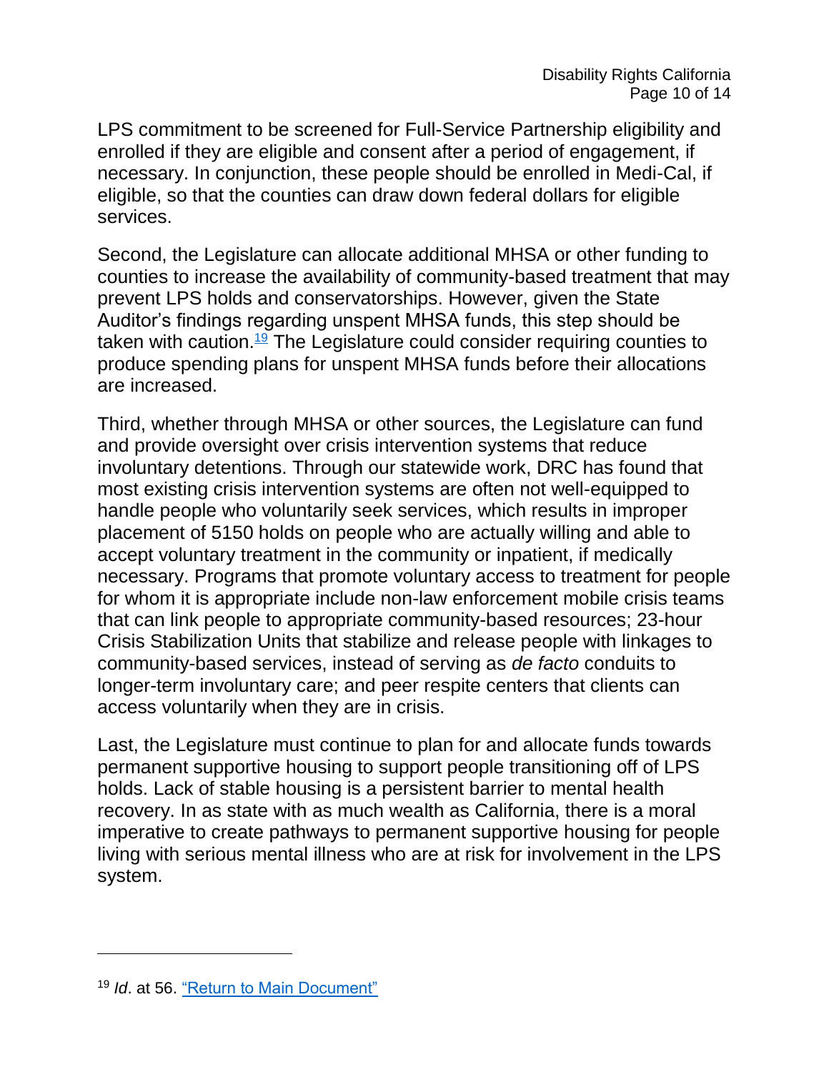LPS commitment to be screened for Full-Service Partnership eligibility and enrolled if they are eligible and consent after a period of engagement, if necessary. In conjunction, these people should be enrolled in Medi-Cal, if eligible, so that the counties can draw down federal dollars for eligible services.

Second, the Legislature can allocate additional MHSA or other funding to counties to increase the availability of community-based treatment that may prevent LPS holds and conservatorships. However, given the State Auditor's findings regarding unspent MHSA funds, this step should be taken with caution.[19] The Legislature could consider requiring counties to produce spending plans for unspent MHSA funds before their allocations are increased.

Third, whether through MHSA or other sources, the Legislature can fund and provide oversight over crisis intervention systems that reduce involuntary detentions. Through our statewide work, DRC has found that most existing crisis intervention systems are often not well-equipped to handle people who voluntarily seek services, which results in improper placement of 5150 holds on people who are actually willing and able to accept voluntary treatment in the community or inpatient, if medically necessary. Programs that promote voluntary access to treatment for people for whom it is appropriate include non-law enforcement mobile crisis teams that can link people to appropriate community-based resources; 23-hour Crisis Stabilization Units that stabilize and release people with linkages to community-based services, instead of serving as *de facto* conduits to longer-term involuntary care; and peer respite centers that clients can access voluntarily when they are in crisis.

Last, the Legislature must continue to plan for and allocate funds towards permanent supportive housing to support people transitioning off of LPS holds. Lack of stable housing is a persistent barrier to mental health recovery. In as state with as much wealth as California, there is a moral imperative to create pathways to permanent supportive housing for people living with serious mental illness who are at risk for involvement in the LPS system.

---

[19] *Id*. at 56. "Return to Main Document"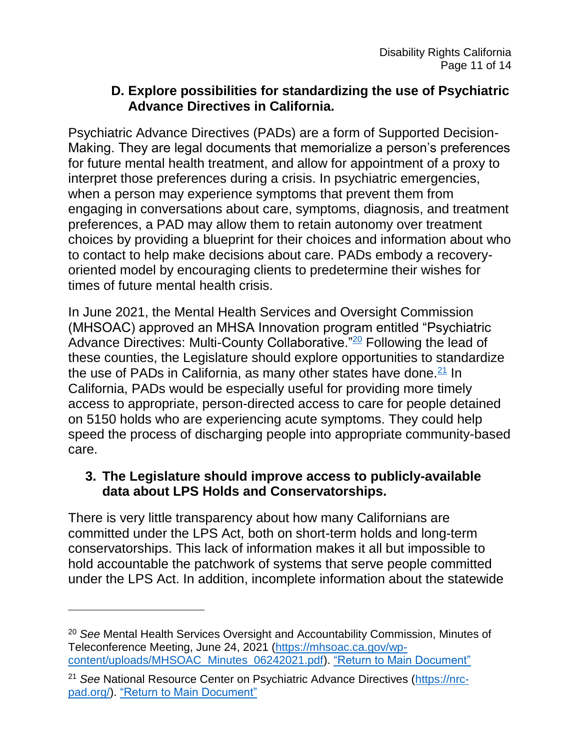### D. Explore possibilities for standardizing the use of Psychiatric Advance Directives in California.

Psychiatric Advance Directives (PADs) are a form of Supported Decision-Making. They are legal documents that memorialize a person's preferences for future mental health treatment, and allow for appointment of a proxy to interpret those preferences during a crisis. In psychiatric emergencies, when a person may experience symptoms that prevent them from engaging in conversations about care, symptoms, diagnosis, and treatment preferences, a PAD may allow them to retain autonomy over treatment choices by providing a blueprint for their choices and information about who to contact to help make decisions about care. PADs embody a recovery-oriented model by encouraging clients to predetermine their wishes for times of future mental health crisis.

In June 2021, the Mental Health Services and Oversight Commission (MHSOAC) approved an MHSA Innovation program entitled "Psychiatric Advance Directives: Multi-County Collaborative."[20] Following the lead of these counties, the Legislature should explore opportunities to standardize the use of PADs in California, as many other states have done.[21] In California, PADs would be especially useful for providing more timely access to appropriate, person-directed access to care for people detained on 5150 holds who are experiencing acute symptoms. They could help speed the process of discharging people into appropriate community-based care.

## 3. The Legislature should improve access to publicly-available data about LPS Holds and Conservatorships.

There is very little transparency about how many Californians are committed under the LPS Act, both on short-term holds and long-term conservatorships. This lack of information makes it all but impossible to hold accountable the patchwork of systems that serve people committed under the LPS Act. In addition, incomplete information about the statewide

---

[20] *See* Mental Health Services Oversight and Accountability Commission, Minutes of Teleconference Meeting, June 24, 2021 ([https://mhsoac.ca.gov/wp-content/uploads/MHSOAC_Minutes_06242021.pdf](https://mhsoac.ca.gov/wp-content/uploads/MHSOAC_Minutes_06242021.pdf)). "Return to Main Document"

[21] *See* National Resource Center on Psychiatric Advance Directives ([https://nrc-pad.org/](https://nrc-pad.org/)). "Return to Main Document"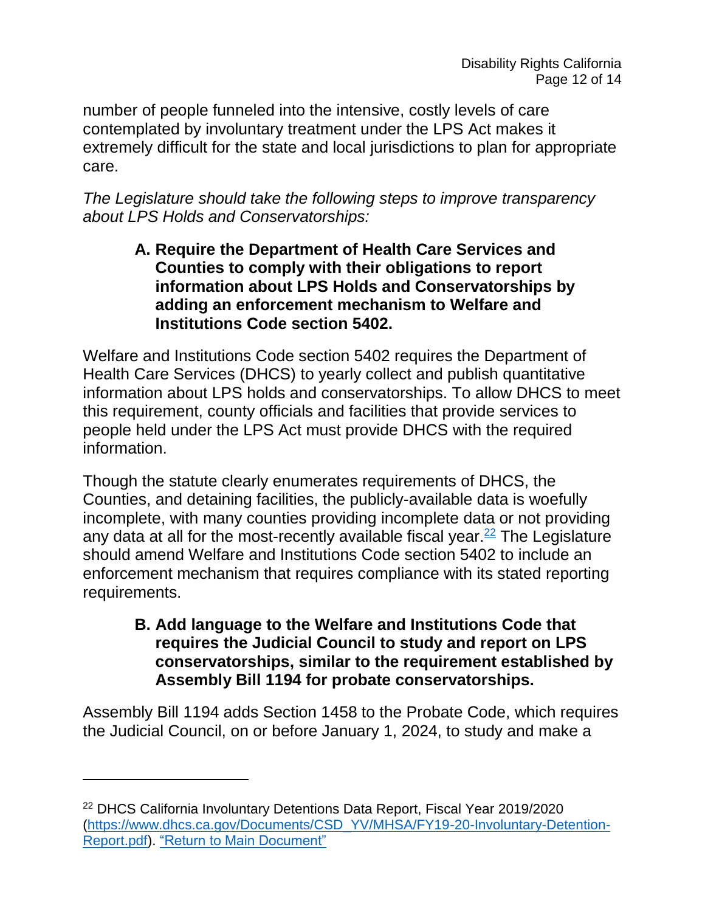number of people funneled into the intensive, costly levels of care contemplated by involuntary treatment under the LPS Act makes it extremely difficult for the state and local jurisdictions to plan for appropriate care.

*The Legislature should take the following steps to improve transparency about LPS Holds and Conservatorships:*

**A. Require the Department of Health Care Services and Counties to comply with their obligations to report information about LPS Holds and Conservatorships by adding an enforcement mechanism to Welfare and Institutions Code section 5402.**

Welfare and Institutions Code section 5402 requires the Department of Health Care Services (DHCS) to yearly collect and publish quantitative information about LPS holds and conservatorships. To allow DHCS to meet this requirement, county officials and facilities that provide services to people held under the LPS Act must provide DHCS with the required information.

Though the statute clearly enumerates requirements of DHCS, the Counties, and detaining facilities, the publicly-available data is woefully incomplete, with many counties providing incomplete data or not providing any data at all for the most-recently available fiscal year.[22] The Legislature should amend Welfare and Institutions Code section 5402 to include an enforcement mechanism that requires compliance with its stated reporting requirements.

**B. Add language to the Welfare and Institutions Code that requires the Judicial Council to study and report on LPS conservatorships, similar to the requirement established by Assembly Bill 1194 for probate conservatorships.**

Assembly Bill 1194 adds Section 1458 to the Probate Code, which requires the Judicial Council, on or before January 1, 2024, to study and make a

---

[22] DHCS California Involuntary Detentions Data Report, Fiscal Year 2019/2020 (https://www.dhcs.ca.gov/Documents/CSD_YV/MHSA/FY19-20-Involuntary-Detention-Report.pdf). "Return to Main Document"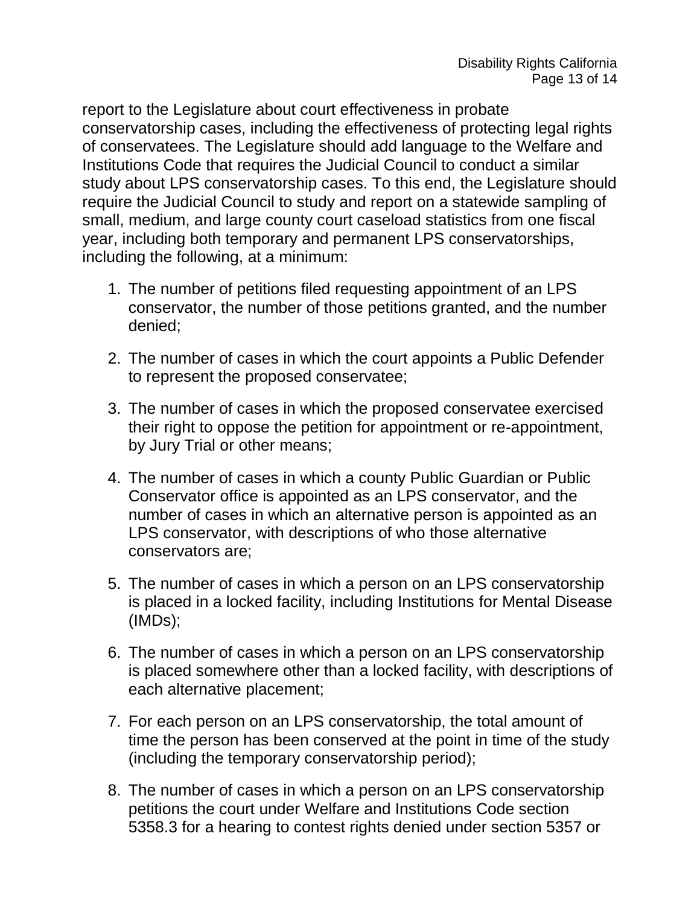report to the Legislature about court effectiveness in probate conservatorship cases, including the effectiveness of protecting legal rights of conservatees. The Legislature should add language to the Welfare and Institutions Code that requires the Judicial Council to conduct a similar study about LPS conservatorship cases. To this end, the Legislature should require the Judicial Council to study and report on a statewide sampling of small, medium, and large county court caseload statistics from one fiscal year, including both temporary and permanent LPS conservatorships, including the following, at a minimum:

1. The number of petitions filed requesting appointment of an LPS conservator, the number of those petitions granted, and the number denied;
2. The number of cases in which the court appoints a Public Defender to represent the proposed conservatee;
3. The number of cases in which the proposed conservatee exercised their right to oppose the petition for appointment or re-appointment, by Jury Trial or other means;
4. The number of cases in which a county Public Guardian or Public Conservator office is appointed as an LPS conservator, and the number of cases in which an alternative person is appointed as an LPS conservator, with descriptions of who those alternative conservators are;
5. The number of cases in which a person on an LPS conservatorship is placed in a locked facility, including Institutions for Mental Disease (IMDs);
6. The number of cases in which a person on an LPS conservatorship is placed somewhere other than a locked facility, with descriptions of each alternative placement;
7. For each person on an LPS conservatorship, the total amount of time the person has been conserved at the point in time of the study (including the temporary conservatorship period);
8. The number of cases in which a person on an LPS conservatorship petitions the court under Welfare and Institutions Code section 5358.3 for a hearing to contest rights denied under section 5357 or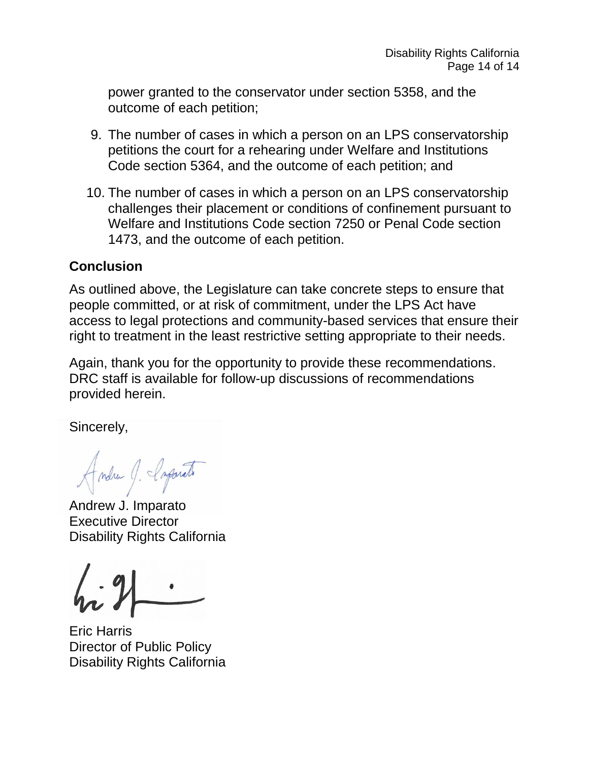power granted to the conservator under section 5358, and the outcome of each petition;

9. The number of cases in which a person on an LPS conservatorship petitions the court for a rehearing under Welfare and Institutions Code section 5364, and the outcome of each petition; and

10. The number of cases in which a person on an LPS conservatorship challenges their placement or conditions of confinement pursuant to Welfare and Institutions Code section 7250 or Penal Code section 1473, and the outcome of each petition.

## Conclusion

As outlined above, the Legislature can take concrete steps to ensure that people committed, or at risk of commitment, under the LPS Act have access to legal protections and community-based services that ensure their right to treatment in the least restrictive setting appropriate to their needs.

Again, thank you for the opportunity to provide these recommendations. DRC staff is available for follow-up discussions of recommendations provided herein.

Sincerely,

Andrew J. Imparato
Executive Director
Disability Rights California

Eric Harris
Director of Public Policy
Disability Rights California